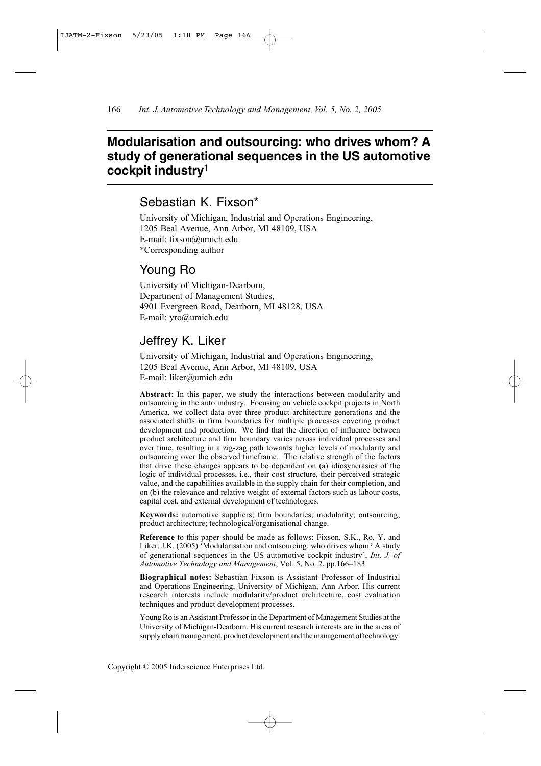# Modularisation and outsourcing: who drives whom? A study of generational sequences in the US automotive cockpit industry[1]

## Sebastian K. Fixson*

University of Michigan, Industrial and Operations Engineering,
1205 Beal Avenue, Ann Arbor, MI 48109, USA
E-mail: fixson@umich.edu
*Corresponding author

## Young Ro

University of Michigan-Dearborn,
Department of Management Studies,
4901 Evergreen Road, Dearborn, MI 48128, USA
E-mail: yro@umich.edu

## Jeffrey K. Liker

University of Michigan, Industrial and Operations Engineering,
1205 Beal Avenue, Ann Arbor, MI 48109, USA
E-mail: liker@umich.edu

**Abstract:** In this paper, we study the interactions between modularity and outsourcing in the auto industry. Focusing on vehicle cockpit projects in North America, we collect data over three product architecture generations and the associated shifts in firm boundaries for multiple processes covering product development and production. We find that the direction of influence between product architecture and firm boundary varies across individual processes and over time, resulting in a zig-zag path towards higher levels of modularity and outsourcing over the observed timeframe. The relative strength of the factors that drive these changes appears to be dependent on (a) idiosyncrasies of the logic of individual processes, i.e., their cost structure, their perceived strategic value, and the capabilities available in the supply chain for their completion, and on (b) the relevance and relative weight of external factors such as labour costs, capital cost, and external development of technologies.

**Keywords:** automotive suppliers; firm boundaries; modularity; outsourcing; product architecture; technological/organisational change.

**Reference** to this paper should be made as follows: Fixson, S.K., Ro, Y. and Liker, J.K. (2005) 'Modularisation and outsourcing: who drives whom? A study of generational sequences in the US automotive cockpit industry', *Int. J. of Automotive Technology and Management*, Vol. 5, No. 2, pp.166–183.

**Biographical notes:** Sebastian Fixson is Assistant Professor of Industrial and Operations Engineering, University of Michigan, Ann Arbor. His current research interests include modularity/product architecture, cost evaluation techniques and product development processes.

Young Ro is an Assistant Professor in the Department of Management Studies at the University of Michigan-Dearborn. His current research interests are in the areas of supply chain management, product development and the management of technology.

Copyright © 2005 Inderscience Enterprises Ltd.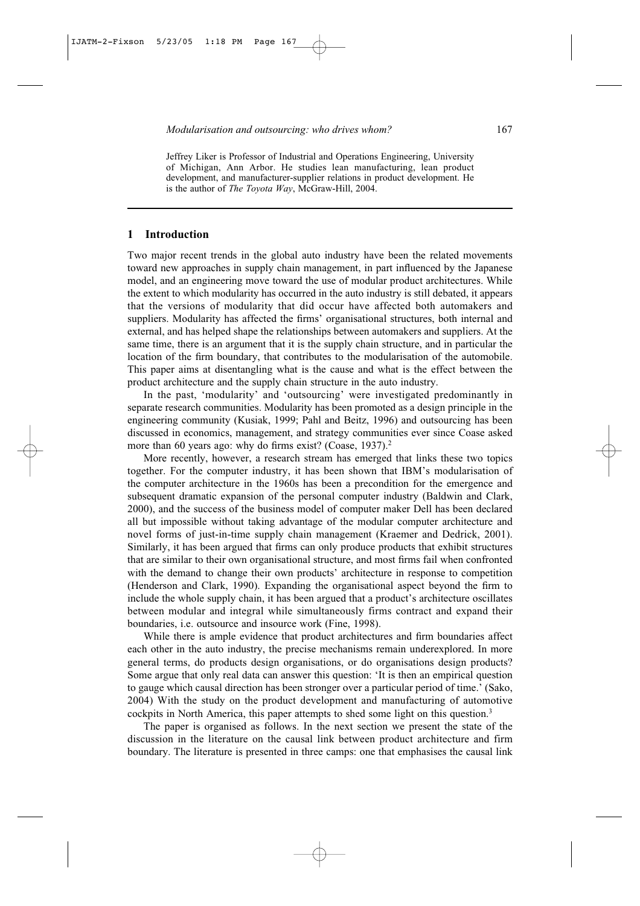Jeffrey Liker is Professor of Industrial and Operations Engineering, University of Michigan, Ann Arbor. He studies lean manufacturing, lean product development, and manufacturer-supplier relations in product development. He is the author of *The Toyota Way*, McGraw-Hill, 2004.

## 1 Introduction

Two major recent trends in the global auto industry have been the related movements toward new approaches in supply chain management, in part influenced by the Japanese model, and an engineering move toward the use of modular product architectures. While the extent to which modularity has occurred in the auto industry is still debated, it appears that the versions of modularity that did occur have affected both automakers and suppliers. Modularity has affected the firms' organisational structures, both internal and external, and has helped shape the relationships between automakers and suppliers. At the same time, there is an argument that it is the supply chain structure, and in particular the location of the firm boundary, that contributes to the modularisation of the automobile. This paper aims at disentangling what is the cause and what is the effect between the product architecture and the supply chain structure in the auto industry.

In the past, 'modularity' and 'outsourcing' were investigated predominantly in separate research communities. Modularity has been promoted as a design principle in the engineering community (Kusiak, 1999; Pahl and Beitz, 1996) and outsourcing has been discussed in economics, management, and strategy communities ever since Coase asked more than 60 years ago: why do firms exist? (Coase, 1937).[2]

More recently, however, a research stream has emerged that links these two topics together. For the computer industry, it has been shown that IBM's modularisation of the computer architecture in the 1960s has been a precondition for the emergence and subsequent dramatic expansion of the personal computer industry (Baldwin and Clark, 2000), and the success of the business model of computer maker Dell has been declared all but impossible without taking advantage of the modular computer architecture and novel forms of just-in-time supply chain management (Kraemer and Dedrick, 2001). Similarly, it has been argued that firms can only produce products that exhibit structures that are similar to their own organisational structure, and most firms fail when confronted with the demand to change their own products' architecture in response to competition (Henderson and Clark, 1990). Expanding the organisational aspect beyond the firm to include the whole supply chain, it has been argued that a product's architecture oscillates between modular and integral while simultaneously firms contract and expand their boundaries, i.e. outsource and insource work (Fine, 1998).

While there is ample evidence that product architectures and firm boundaries affect each other in the auto industry, the precise mechanisms remain underexplored. In more general terms, do products design organisations, or do organisations design products? Some argue that only real data can answer this question: 'It is then an empirical question to gauge which causal direction has been stronger over a particular period of time.' (Sako, 2004) With the study on the product development and manufacturing of automotive cockpits in North America, this paper attempts to shed some light on this question.[3]

The paper is organised as follows. In the next section we present the state of the discussion in the literature on the causal link between product architecture and firm boundary. The literature is presented in three camps: one that emphasises the causal link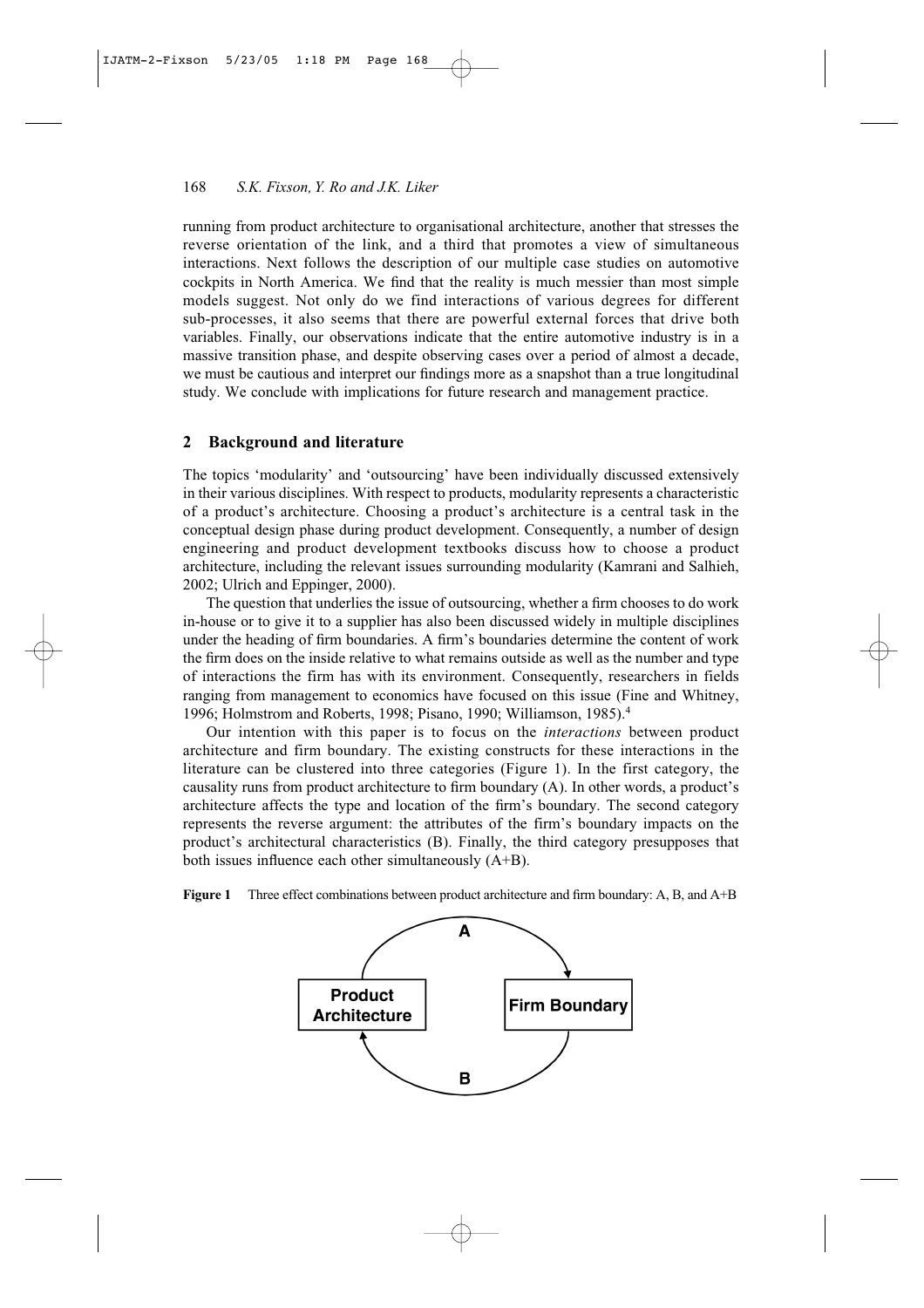running from product architecture to organisational architecture, another that stresses the reverse orientation of the link, and a third that promotes a view of simultaneous interactions. Next follows the description of our multiple case studies on automotive cockpits in North America. We find that the reality is much messier than most simple models suggest. Not only do we find interactions of various degrees for different sub-processes, it also seems that there are powerful external forces that drive both variables. Finally, our observations indicate that the entire automotive industry is in a massive transition phase, and despite observing cases over a period of almost a decade, we must be cautious and interpret our findings more as a snapshot than a true longitudinal study. We conclude with implications for future research and management practice.

## 2 Background and literature

The topics 'modularity' and 'outsourcing' have been individually discussed extensively in their various disciplines. With respect to products, modularity represents a characteristic of a product's architecture. Choosing a product's architecture is a central task in the conceptual design phase during product development. Consequently, a number of design engineering and product development textbooks discuss how to choose a product architecture, including the relevant issues surrounding modularity (Kamrani and Salhieh, 2002; Ulrich and Eppinger, 2000).

The question that underlies the issue of outsourcing, whether a firm chooses to do work in-house or to give it to a supplier has also been discussed widely in multiple disciplines under the heading of firm boundaries. A firm's boundaries determine the content of work the firm does on the inside relative to what remains outside as well as the number and type of interactions the firm has with its environment. Consequently, researchers in fields ranging from management to economics have focused on this issue (Fine and Whitney, 1996; Holmstrom and Roberts, 1998; Pisano, 1990; Williamson, 1985).[4]

Our intention with this paper is to focus on the *interactions* between product architecture and firm boundary. The existing constructs for these interactions in the literature can be clustered into three categories (Figure 1). In the first category, the causality runs from product architecture to firm boundary (A). In other words, a product's architecture affects the type and location of the firm's boundary. The second category represents the reverse argument: the attributes of the firm's boundary impacts on the product's architectural characteristics (B). Finally, the third category presupposes that both issues influence each other simultaneously (A+B).

**Figure 1** Three effect combinations between product architecture and firm boundary: A, B, and A+B

Product Architecture —A→ Firm Boundary; Firm Boundary —B→ Product Architecture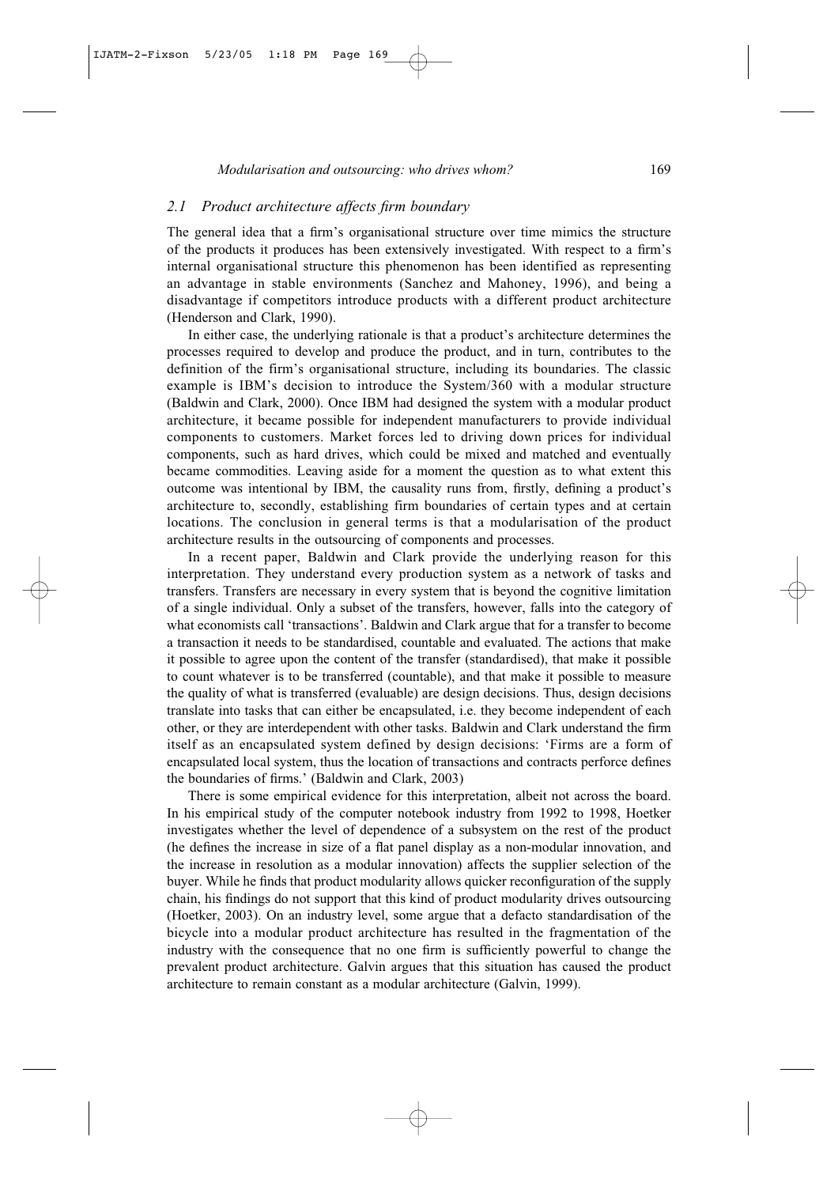### *2.1 Product architecture affects firm boundary*

The general idea that a firm's organisational structure over time mimics the structure of the products it produces has been extensively investigated. With respect to a firm's internal organisational structure this phenomenon has been identified as representing an advantage in stable environments (Sanchez and Mahoney, 1996), and being a disadvantage if competitors introduce products with a different product architecture (Henderson and Clark, 1990).

In either case, the underlying rationale is that a product's architecture determines the processes required to develop and produce the product, and in turn, contributes to the definition of the firm's organisational structure, including its boundaries. The classic example is IBM's decision to introduce the System/360 with a modular structure (Baldwin and Clark, 2000). Once IBM had designed the system with a modular product architecture, it became possible for independent manufacturers to provide individual components to customers. Market forces led to driving down prices for individual components, such as hard drives, which could be mixed and matched and eventually became commodities. Leaving aside for a moment the question as to what extent this outcome was intentional by IBM, the causality runs from, firstly, defining a product's architecture to, secondly, establishing firm boundaries of certain types and at certain locations. The conclusion in general terms is that a modularisation of the product architecture results in the outsourcing of components and processes.

In a recent paper, Baldwin and Clark provide the underlying reason for this interpretation. They understand every production system as a network of tasks and transfers. Transfers are necessary in every system that is beyond the cognitive limitation of a single individual. Only a subset of the transfers, however, falls into the category of what economists call 'transactions'. Baldwin and Clark argue that for a transfer to become a transaction it needs to be standardised, countable and evaluated. The actions that make it possible to agree upon the content of the transfer (standardised), that make it possible to count whatever is to be transferred (countable), and that make it possible to measure the quality of what is transferred (evaluable) are design decisions. Thus, design decisions translate into tasks that can either be encapsulated, i.e. they become independent of each other, or they are interdependent with other tasks. Baldwin and Clark understand the firm itself as an encapsulated system defined by design decisions: 'Firms are a form of encapsulated local system, thus the location of transactions and contracts perforce defines the boundaries of firms.' (Baldwin and Clark, 2003)

There is some empirical evidence for this interpretation, albeit not across the board. In his empirical study of the computer notebook industry from 1992 to 1998, Hoetker investigates whether the level of dependence of a subsystem on the rest of the product (he defines the increase in size of a flat panel display as a non-modular innovation, and the increase in resolution as a modular innovation) affects the supplier selection of the buyer. While he finds that product modularity allows quicker reconfiguration of the supply chain, his findings do not support that this kind of product modularity drives outsourcing (Hoetker, 2003). On an industry level, some argue that a defacto standardisation of the bicycle into a modular product architecture has resulted in the fragmentation of the industry with the consequence that no one firm is sufficiently powerful to change the prevalent product architecture. Galvin argues that this situation has caused the product architecture to remain constant as a modular architecture (Galvin, 1999).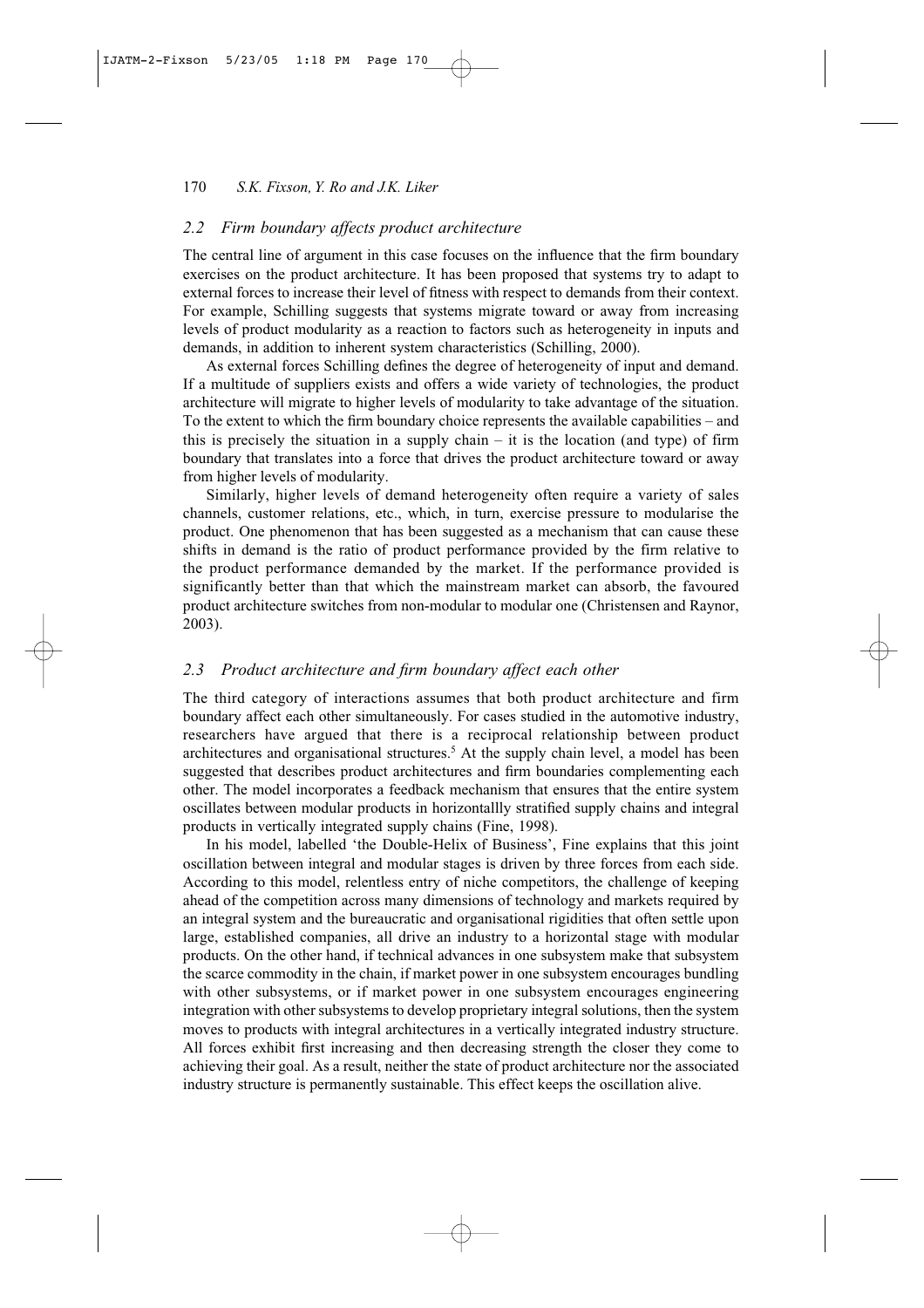### *2.2 Firm boundary affects product architecture*

The central line of argument in this case focuses on the influence that the firm boundary exercises on the product architecture. It has been proposed that systems try to adapt to external forces to increase their level of fitness with respect to demands from their context. For example, Schilling suggests that systems migrate toward or away from increasing levels of product modularity as a reaction to factors such as heterogeneity in inputs and demands, in addition to inherent system characteristics (Schilling, 2000).

As external forces Schilling defines the degree of heterogeneity of input and demand. If a multitude of suppliers exists and offers a wide variety of technologies, the product architecture will migrate to higher levels of modularity to take advantage of the situation. To the extent to which the firm boundary choice represents the available capabilities – and this is precisely the situation in a supply chain – it is the location (and type) of firm boundary that translates into a force that drives the product architecture toward or away from higher levels of modularity.

Similarly, higher levels of demand heterogeneity often require a variety of sales channels, customer relations, etc., which, in turn, exercise pressure to modularise the product. One phenomenon that has been suggested as a mechanism that can cause these shifts in demand is the ratio of product performance provided by the firm relative to the product performance demanded by the market. If the performance provided is significantly better than that which the mainstream market can absorb, the favoured product architecture switches from non-modular to modular one (Christensen and Raynor, 2003).

### *2.3 Product architecture and firm boundary affect each other*

The third category of interactions assumes that both product architecture and firm boundary affect each other simultaneously. For cases studied in the automotive industry, researchers have argued that there is a reciprocal relationship between product architectures and organisational structures.[5] At the supply chain level, a model has been suggested that describes product architectures and firm boundaries complementing each other. The model incorporates a feedback mechanism that ensures that the entire system oscillates between modular products in horizontallly stratified supply chains and integral products in vertically integrated supply chains (Fine, 1998).

In his model, labelled 'the Double-Helix of Business', Fine explains that this joint oscillation between integral and modular stages is driven by three forces from each side. According to this model, relentless entry of niche competitors, the challenge of keeping ahead of the competition across many dimensions of technology and markets required by an integral system and the bureaucratic and organisational rigidities that often settle upon large, established companies, all drive an industry to a horizontal stage with modular products. On the other hand, if technical advances in one subsystem make that subsystem the scarce commodity in the chain, if market power in one subsystem encourages bundling with other subsystems, or if market power in one subsystem encourages engineering integration with other subsystems to develop proprietary integral solutions, then the system moves to products with integral architectures in a vertically integrated industry structure. All forces exhibit first increasing and then decreasing strength the closer they come to achieving their goal. As a result, neither the state of product architecture nor the associated industry structure is permanently sustainable. This effect keeps the oscillation alive.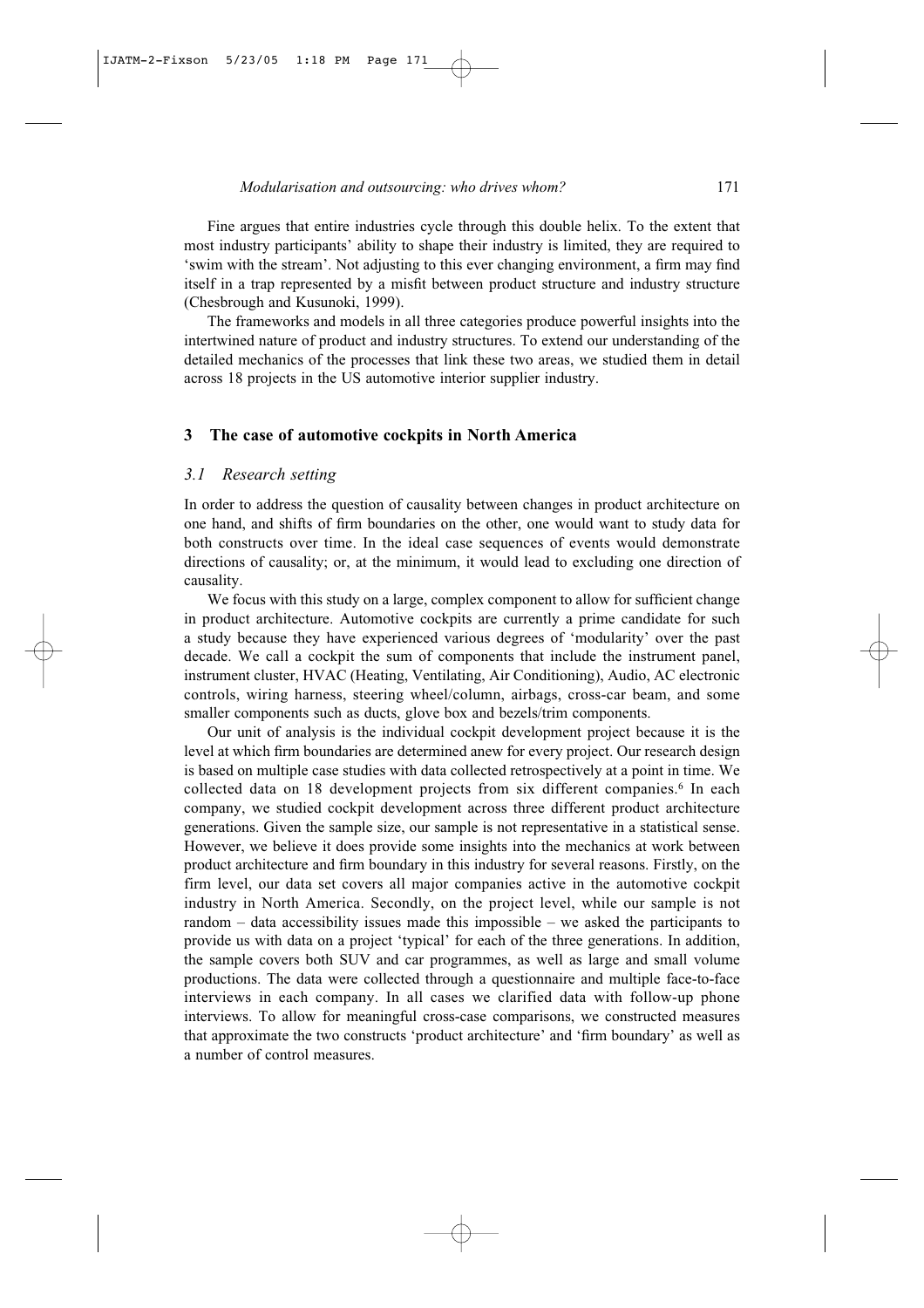Fine argues that entire industries cycle through this double helix. To the extent that most industry participants' ability to shape their industry is limited, they are required to 'swim with the stream'. Not adjusting to this ever changing environment, a firm may find itself in a trap represented by a misfit between product structure and industry structure (Chesbrough and Kusunoki, 1999).

The frameworks and models in all three categories produce powerful insights into the intertwined nature of product and industry structures. To extend our understanding of the detailed mechanics of the processes that link these two areas, we studied them in detail across 18 projects in the US automotive interior supplier industry.

## 3 The case of automotive cockpits in North America

### *3.1 Research setting*

In order to address the question of causality between changes in product architecture on one hand, and shifts of firm boundaries on the other, one would want to study data for both constructs over time. In the ideal case sequences of events would demonstrate directions of causality; or, at the minimum, it would lead to excluding one direction of causality.

We focus with this study on a large, complex component to allow for sufficient change in product architecture. Automotive cockpits are currently a prime candidate for such a study because they have experienced various degrees of 'modularity' over the past decade. We call a cockpit the sum of components that include the instrument panel, instrument cluster, HVAC (Heating, Ventilating, Air Conditioning), Audio, AC electronic controls, wiring harness, steering wheel/column, airbags, cross-car beam, and some smaller components such as ducts, glove box and bezels/trim components.

Our unit of analysis is the individual cockpit development project because it is the level at which firm boundaries are determined anew for every project. Our research design is based on multiple case studies with data collected retrospectively at a point in time. We collected data on 18 development projects from six different companies.[6] In each company, we studied cockpit development across three different product architecture generations. Given the sample size, our sample is not representative in a statistical sense. However, we believe it does provide some insights into the mechanics at work between product architecture and firm boundary in this industry for several reasons. Firstly, on the firm level, our data set covers all major companies active in the automotive cockpit industry in North America. Secondly, on the project level, while our sample is not random – data accessibility issues made this impossible – we asked the participants to provide us with data on a project 'typical' for each of the three generations. In addition, the sample covers both SUV and car programmes, as well as large and small volume productions. The data were collected through a questionnaire and multiple face-to-face interviews in each company. In all cases we clarified data with follow-up phone interviews. To allow for meaningful cross-case comparisons, we constructed measures that approximate the two constructs 'product architecture' and 'firm boundary' as well as a number of control measures.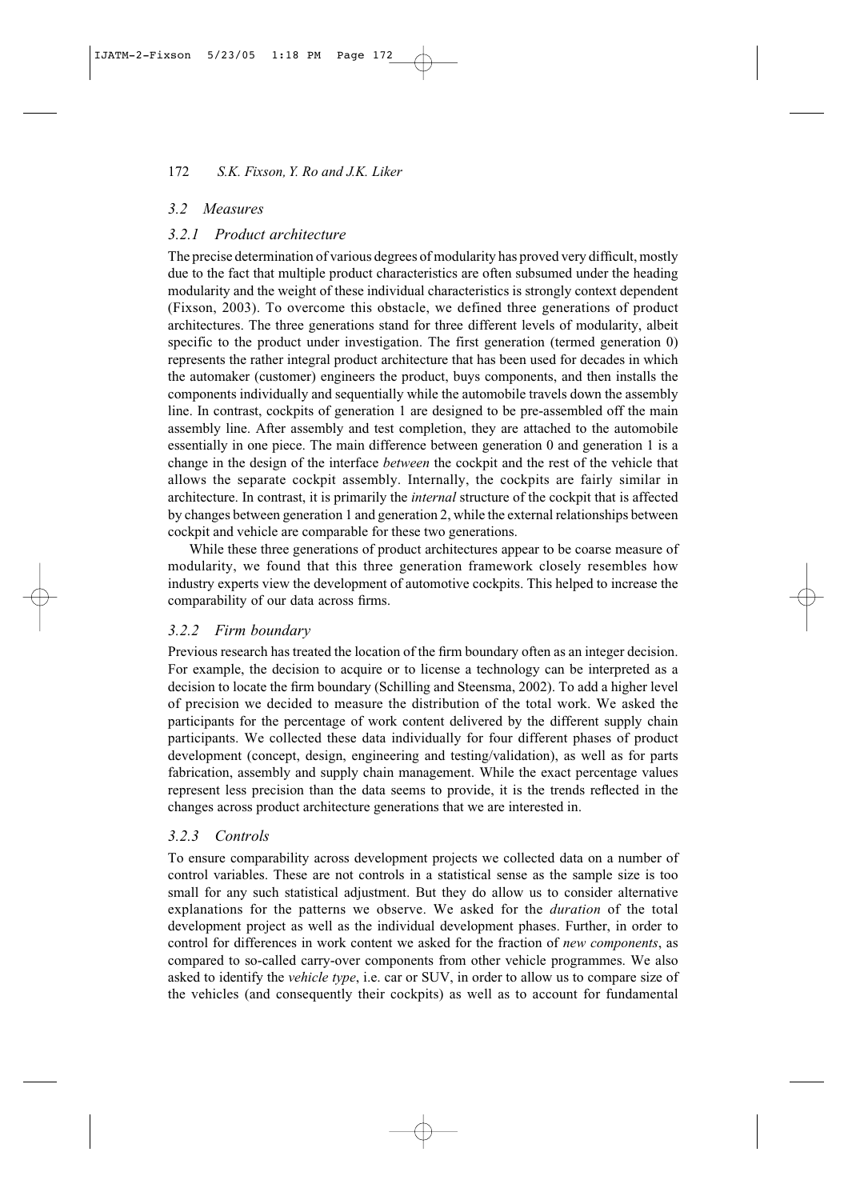### 3.2 Measures

#### 3.2.1 Product architecture

The precise determination of various degrees of modularity has proved very difficult, mostly due to the fact that multiple product characteristics are often subsumed under the heading modularity and the weight of these individual characteristics is strongly context dependent (Fixson, 2003). To overcome this obstacle, we defined three generations of product architectures. The three generations stand for three different levels of modularity, albeit specific to the product under investigation. The first generation (termed generation 0) represents the rather integral product architecture that has been used for decades in which the automaker (customer) engineers the product, buys components, and then installs the components individually and sequentially while the automobile travels down the assembly line. In contrast, cockpits of generation 1 are designed to be pre-assembled off the main assembly line. After assembly and test completion, they are attached to the automobile essentially in one piece. The main difference between generation 0 and generation 1 is a change in the design of the interface *between* the cockpit and the rest of the vehicle that allows the separate cockpit assembly. Internally, the cockpits are fairly similar in architecture. In contrast, it is primarily the *internal* structure of the cockpit that is affected by changes between generation 1 and generation 2, while the external relationships between cockpit and vehicle are comparable for these two generations.

While these three generations of product architectures appear to be coarse measure of modularity, we found that this three generation framework closely resembles how industry experts view the development of automotive cockpits. This helped to increase the comparability of our data across firms.

#### 3.2.2 Firm boundary

Previous research has treated the location of the firm boundary often as an integer decision. For example, the decision to acquire or to license a technology can be interpreted as a decision to locate the firm boundary (Schilling and Steensma, 2002). To add a higher level of precision we decided to measure the distribution of the total work. We asked the participants for the percentage of work content delivered by the different supply chain participants. We collected these data individually for four different phases of product development (concept, design, engineering and testing/validation), as well as for parts fabrication, assembly and supply chain management. While the exact percentage values represent less precision than the data seems to provide, it is the trends reflected in the changes across product architecture generations that we are interested in.

#### 3.2.3 Controls

To ensure comparability across development projects we collected data on a number of control variables. These are not controls in a statistical sense as the sample size is too small for any such statistical adjustment. But they do allow us to consider alternative explanations for the patterns we observe. We asked for the *duration* of the total development project as well as the individual development phases. Further, in order to control for differences in work content we asked for the fraction of *new components*, as compared to so-called carry-over components from other vehicle programmes. We also asked to identify the *vehicle type*, i.e. car or SUV, in order to allow us to compare size of the vehicles (and consequently their cockpits) as well as to account for fundamental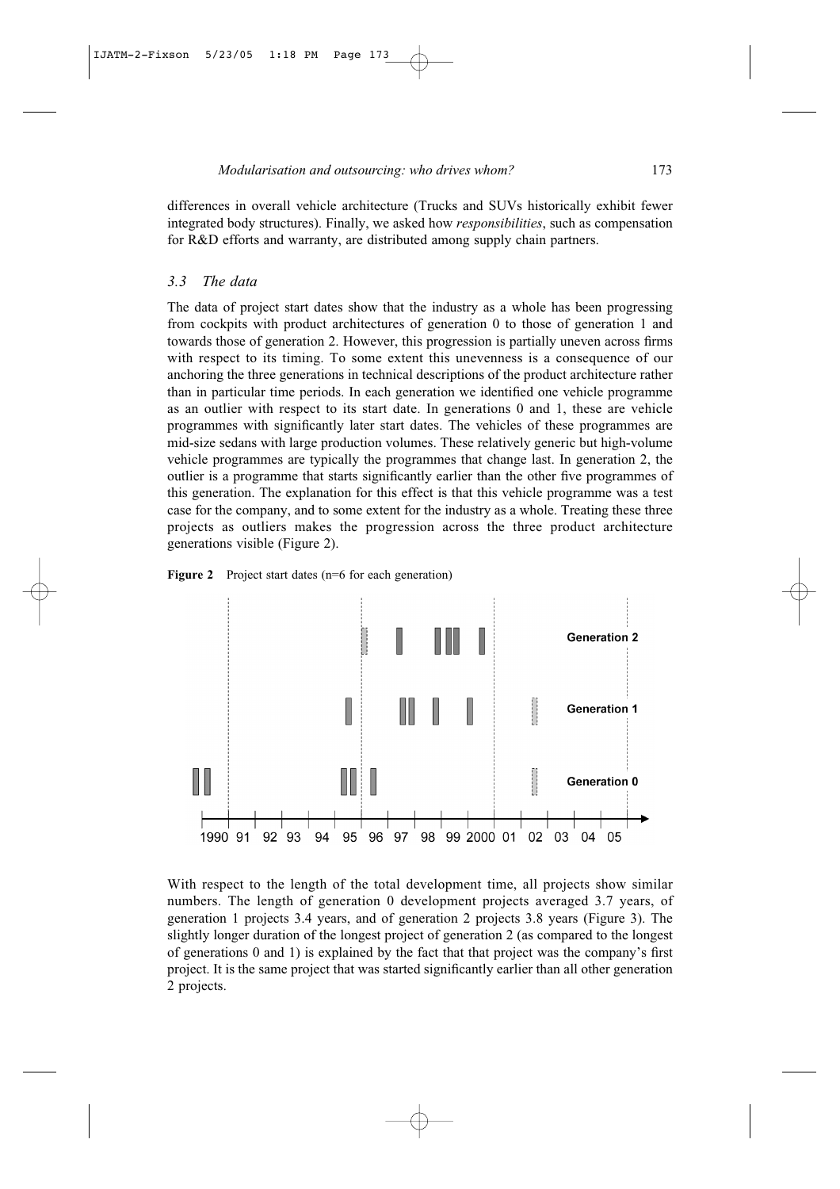differences in overall vehicle architecture (Trucks and SUVs historically exhibit fewer integrated body structures). Finally, we asked how *responsibilities*, such as compensation for R&D efforts and warranty, are distributed among supply chain partners.

### 3.3 The data

The data of project start dates show that the industry as a whole has been progressing from cockpits with product architectures of generation 0 to those of generation 1 and towards those of generation 2. However, this progression is partially uneven across firms with respect to its timing. To some extent this unevenness is a consequence of our anchoring the three generations in technical descriptions of the product architecture rather than in particular time periods. In each generation we identified one vehicle programme as an outlier with respect to its start date. In generations 0 and 1, these are vehicle programmes with significantly later start dates. The vehicles of these programmes are mid-size sedans with large production volumes. These relatively generic but high-volume vehicle programmes are typically the programmes that change last. In generation 2, the outlier is a programme that starts significantly earlier than the other five programmes of this generation. The explanation for this effect is that this vehicle programme was a test case for the company, and to some extent for the industry as a whole. Treating these three projects as outliers makes the progression across the three product architecture generations visible (Figure 2).

**Figure 2** Project start dates (n=6 for each generation)

With respect to the length of the total development time, all projects show similar numbers. The length of generation 0 development projects averaged 3.7 years, of generation 1 projects 3.4 years, and of generation 2 projects 3.8 years (Figure 3). The slightly longer duration of the longest project of generation 2 (as compared to the longest of generations 0 and 1) is explained by the fact that that project was the company's first project. It is the same project that was started significantly earlier than all other generation 2 projects.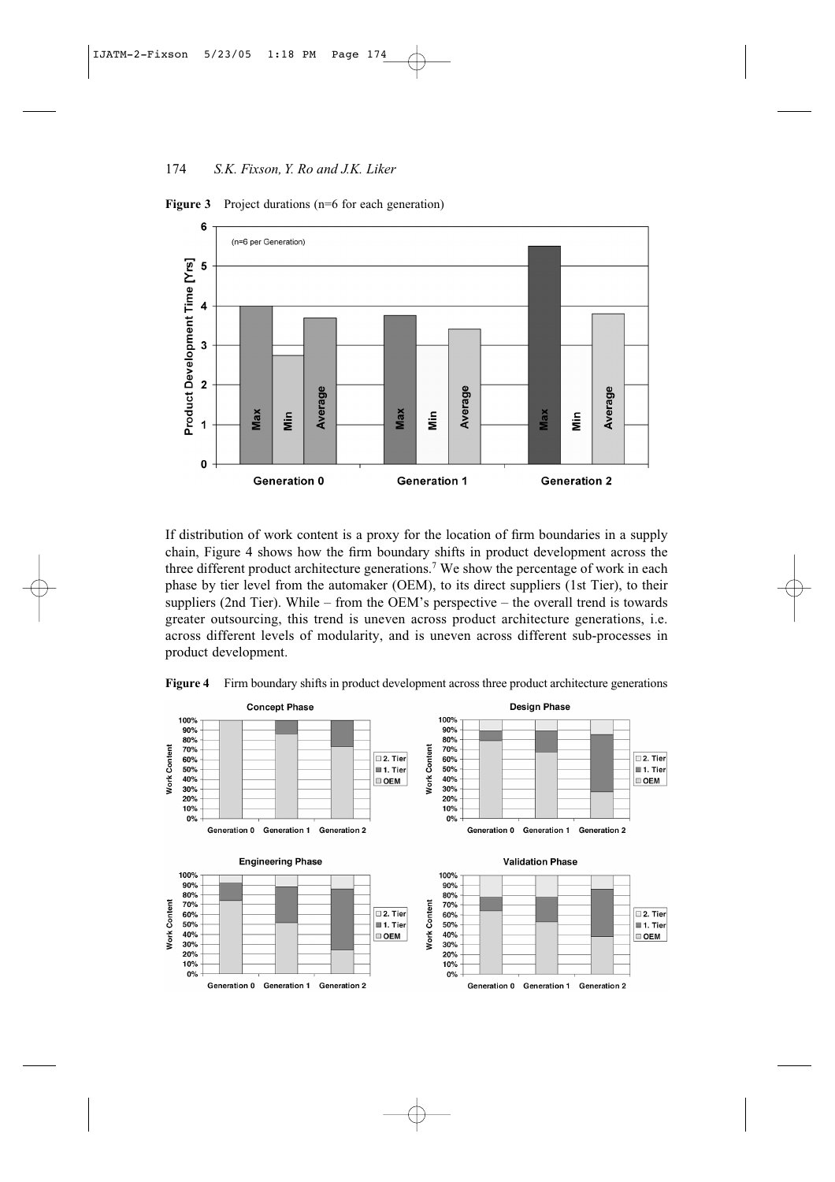**Figure 3** Project durations (n=6 for each generation)

If distribution of work content is a proxy for the location of firm boundaries in a supply chain, Figure 4 shows how the firm boundary shifts in product development across the three different product architecture generations.[7] We show the percentage of work in each phase by tier level from the automaker (OEM), to its direct suppliers (1st Tier), to their suppliers (2nd Tier). While – from the OEM's perspective – the overall trend is towards greater outsourcing, this trend is uneven across product architecture generations, i.e. across different levels of modularity, and is uneven across different sub-processes in product development.

**Figure 4** Firm boundary shifts in product development across three product architecture generations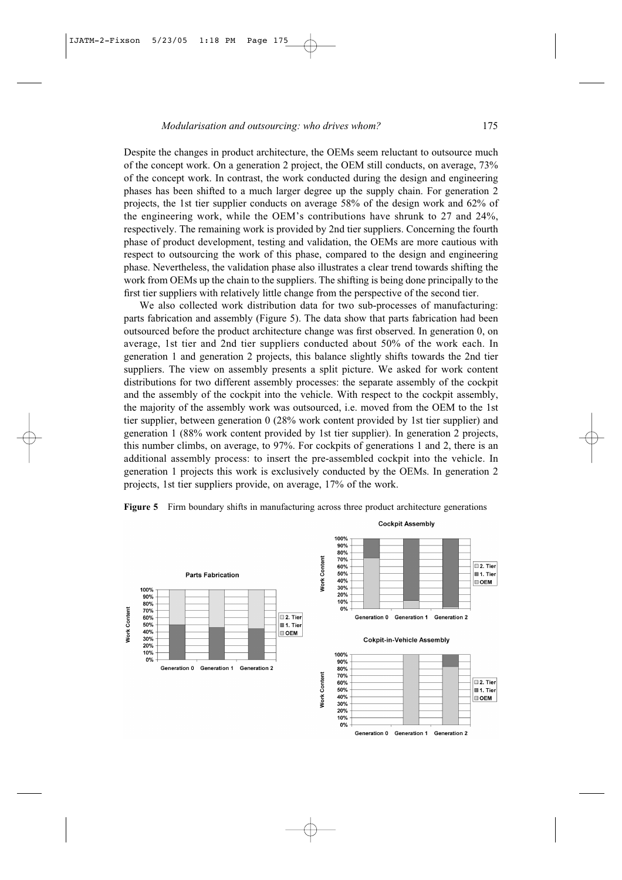Despite the changes in product architecture, the OEMs seem reluctant to outsource much of the concept work. On a generation 2 project, the OEM still conducts, on average, 73% of the concept work. In contrast, the work conducted during the design and engineering phases has been shifted to a much larger degree up the supply chain. For generation 2 projects, the 1st tier supplier conducts on average 58% of the design work and 62% of the engineering work, while the OEM's contributions have shrunk to 27 and 24%, respectively. The remaining work is provided by 2nd tier suppliers. Concerning the fourth phase of product development, testing and validation, the OEMs are more cautious with respect to outsourcing the work of this phase, compared to the design and engineering phase. Nevertheless, the validation phase also illustrates a clear trend towards shifting the work from OEMs up the chain to the suppliers. The shifting is being done principally to the first tier suppliers with relatively little change from the perspective of the second tier.

We also collected work distribution data for two sub-processes of manufacturing: parts fabrication and assembly (Figure 5). The data show that parts fabrication had been outsourced before the product architecture change was first observed. In generation 0, on average, 1st tier and 2nd tier suppliers conducted about 50% of the work each. In generation 1 and generation 2 projects, this balance slightly shifts towards the 2nd tier suppliers. The view on assembly presents a split picture. We asked for work content distributions for two different assembly processes: the separate assembly of the cockpit and the assembly of the cockpit into the vehicle. With respect to the cockpit assembly, the majority of the assembly work was outsourced, i.e. moved from the OEM to the 1st tier supplier, between generation 0 (28% work content provided by 1st tier supplier) and generation 1 (88% work content provided by 1st tier supplier). In generation 2 projects, this number climbs, on average, to 97%. For cockpits of generations 1 and 2, there is an additional assembly process: to insert the pre-assembled cockpit into the vehicle. In generation 1 projects this work is exclusively conducted by the OEMs. In generation 2 projects, 1st tier suppliers provide, on average, 17% of the work.

**Figure 5** Firm boundary shifts in manufacturing across three product architecture generations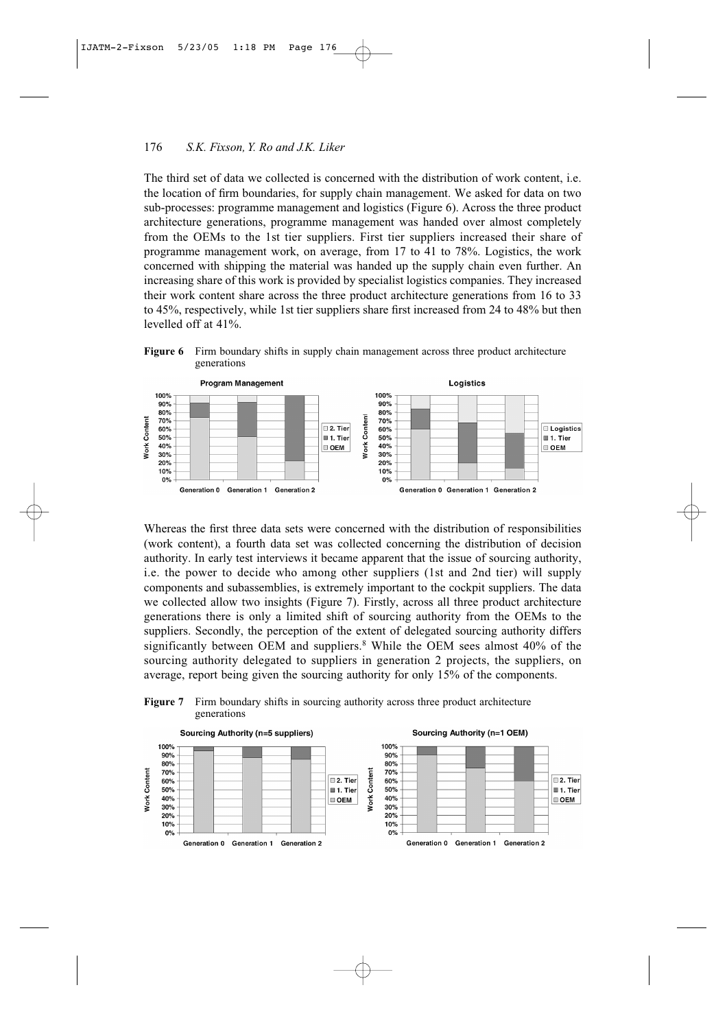The third set of data we collected is concerned with the distribution of work content, i.e. the location of firm boundaries, for supply chain management. We asked for data on two sub-processes: programme management and logistics (Figure 6). Across the three product architecture generations, programme management was handed over almost completely from the OEMs to the 1st tier suppliers. First tier suppliers increased their share of programme management work, on average, from 17 to 41 to 78%. Logistics, the work concerned with shipping the material was handed up the supply chain even further. An increasing share of this work is provided by specialist logistics companies. They increased their work content share across the three product architecture generations from 16 to 33 to 45%, respectively, while 1st tier suppliers share first increased from 24 to 48% but then levelled off at 41%.

**Figure 6** Firm boundary shifts in supply chain management across three product architecture generations

Whereas the first three data sets were concerned with the distribution of responsibilities (work content), a fourth data set was collected concerning the distribution of decision authority. In early test interviews it became apparent that the issue of sourcing authority, i.e. the power to decide who among other suppliers (1st and 2nd tier) will supply components and subassemblies, is extremely important to the cockpit suppliers. The data we collected allow two insights (Figure 7). Firstly, across all three product architecture generations there is only a limited shift of sourcing authority from the OEMs to the suppliers. Secondly, the perception of the extent of delegated sourcing authority differs significantly between OEM and suppliers.[8] While the OEM sees almost 40% of the sourcing authority delegated to suppliers in generation 2 projects, the suppliers, on average, report being given the sourcing authority for only 15% of the components.

**Figure 7** Firm boundary shifts in sourcing authority across three product architecture generations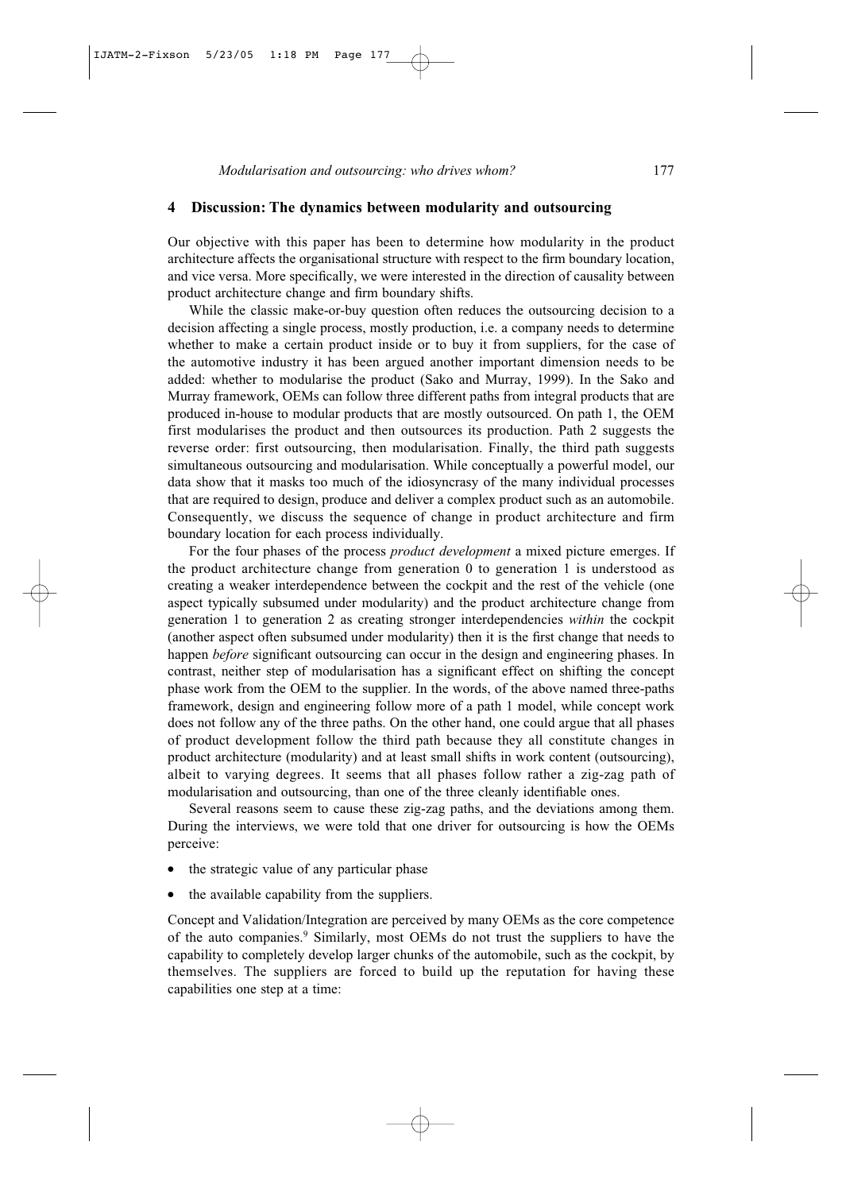## 4 Discussion: The dynamics between modularity and outsourcing

Our objective with this paper has been to determine how modularity in the product architecture affects the organisational structure with respect to the firm boundary location, and vice versa. More specifically, we were interested in the direction of causality between product architecture change and firm boundary shifts.

While the classic make-or-buy question often reduces the outsourcing decision to a decision affecting a single process, mostly production, i.e. a company needs to determine whether to make a certain product inside or to buy it from suppliers, for the case of the automotive industry it has been argued another important dimension needs to be added: whether to modularise the product (Sako and Murray, 1999). In the Sako and Murray framework, OEMs can follow three different paths from integral products that are produced in-house to modular products that are mostly outsourced. On path 1, the OEM first modularises the product and then outsources its production. Path 2 suggests the reverse order: first outsourcing, then modularisation. Finally, the third path suggests simultaneous outsourcing and modularisation. While conceptually a powerful model, our data show that it masks too much of the idiosyncrasy of the many individual processes that are required to design, produce and deliver a complex product such as an automobile. Consequently, we discuss the sequence of change in product architecture and firm boundary location for each process individually.

For the four phases of the process *product development* a mixed picture emerges. If the product architecture change from generation 0 to generation 1 is understood as creating a weaker interdependence between the cockpit and the rest of the vehicle (one aspect typically subsumed under modularity) and the product architecture change from generation 1 to generation 2 as creating stronger interdependencies *within* the cockpit (another aspect often subsumed under modularity) then it is the first change that needs to happen *before* significant outsourcing can occur in the design and engineering phases. In contrast, neither step of modularisation has a significant effect on shifting the concept phase work from the OEM to the supplier. In the words, of the above named three-paths framework, design and engineering follow more of a path 1 model, while concept work does not follow any of the three paths. On the other hand, one could argue that all phases of product development follow the third path because they all constitute changes in product architecture (modularity) and at least small shifts in work content (outsourcing), albeit to varying degrees. It seems that all phases follow rather a zig-zag path of modularisation and outsourcing, than one of the three cleanly identifiable ones.

Several reasons seem to cause these zig-zag paths, and the deviations among them. During the interviews, we were told that one driver for outsourcing is how the OEMs perceive:

- the strategic value of any particular phase
- the available capability from the suppliers.

Concept and Validation/Integration are perceived by many OEMs as the core competence of the auto companies.[9] Similarly, most OEMs do not trust the suppliers to have the capability to completely develop larger chunks of the automobile, such as the cockpit, by themselves. The suppliers are forced to build up the reputation for having these capabilities one step at a time: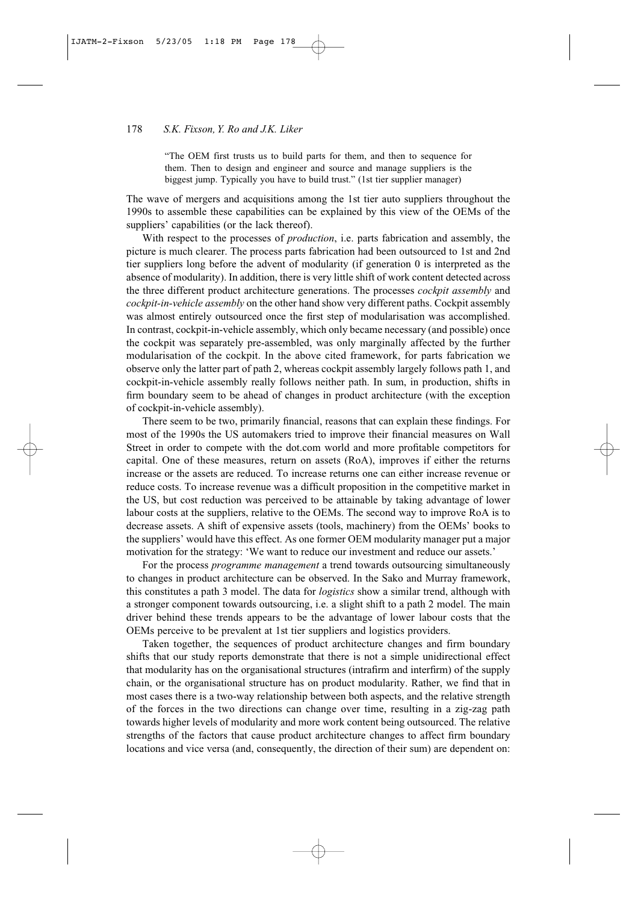> "The OEM first trusts us to build parts for them, and then to sequence for them. Then to design and engineer and source and manage suppliers is the biggest jump. Typically you have to build trust." (1st tier supplier manager)

The wave of mergers and acquisitions among the 1st tier auto suppliers throughout the 1990s to assemble these capabilities can be explained by this view of the OEMs of the suppliers' capabilities (or the lack thereof).

With respect to the processes of *production*, i.e. parts fabrication and assembly, the picture is much clearer. The process parts fabrication had been outsourced to 1st and 2nd tier suppliers long before the advent of modularity (if generation 0 is interpreted as the absence of modularity). In addition, there is very little shift of work content detected across the three different product architecture generations. The processes *cockpit assembly* and *cockpit-in-vehicle assembly* on the other hand show very different paths. Cockpit assembly was almost entirely outsourced once the first step of modularisation was accomplished. In contrast, cockpit-in-vehicle assembly, which only became necessary (and possible) once the cockpit was separately pre-assembled, was only marginally affected by the further modularisation of the cockpit. In the above cited framework, for parts fabrication we observe only the latter part of path 2, whereas cockpit assembly largely follows path 1, and cockpit-in-vehicle assembly really follows neither path. In sum, in production, shifts in firm boundary seem to be ahead of changes in product architecture (with the exception of cockpit-in-vehicle assembly).

There seem to be two, primarily financial, reasons that can explain these findings. For most of the 1990s the US automakers tried to improve their financial measures on Wall Street in order to compete with the dot.com world and more profitable competitors for capital. One of these measures, return on assets (RoA), improves if either the returns increase or the assets are reduced. To increase returns one can either increase revenue or reduce costs. To increase revenue was a difficult proposition in the competitive market in the US, but cost reduction was perceived to be attainable by taking advantage of lower labour costs at the suppliers, relative to the OEMs. The second way to improve RoA is to decrease assets. A shift of expensive assets (tools, machinery) from the OEMs' books to the suppliers' would have this effect. As one former OEM modularity manager put a major motivation for the strategy: 'We want to reduce our investment and reduce our assets.'

For the process *programme management* a trend towards outsourcing simultaneously to changes in product architecture can be observed. In the Sako and Murray framework, this constitutes a path 3 model. The data for *logistics* show a similar trend, although with a stronger component towards outsourcing, i.e. a slight shift to a path 2 model. The main driver behind these trends appears to be the advantage of lower labour costs that the OEMs perceive to be prevalent at 1st tier suppliers and logistics providers.

Taken together, the sequences of product architecture changes and firm boundary shifts that our study reports demonstrate that there is not a simple unidirectional effect that modularity has on the organisational structures (intrafirm and interfirm) of the supply chain, or the organisational structure has on product modularity. Rather, we find that in most cases there is a two-way relationship between both aspects, and the relative strength of the forces in the two directions can change over time, resulting in a zig-zag path towards higher levels of modularity and more work content being outsourced. The relative strengths of the factors that cause product architecture changes to affect firm boundary locations and vice versa (and, consequently, the direction of their sum) are dependent on: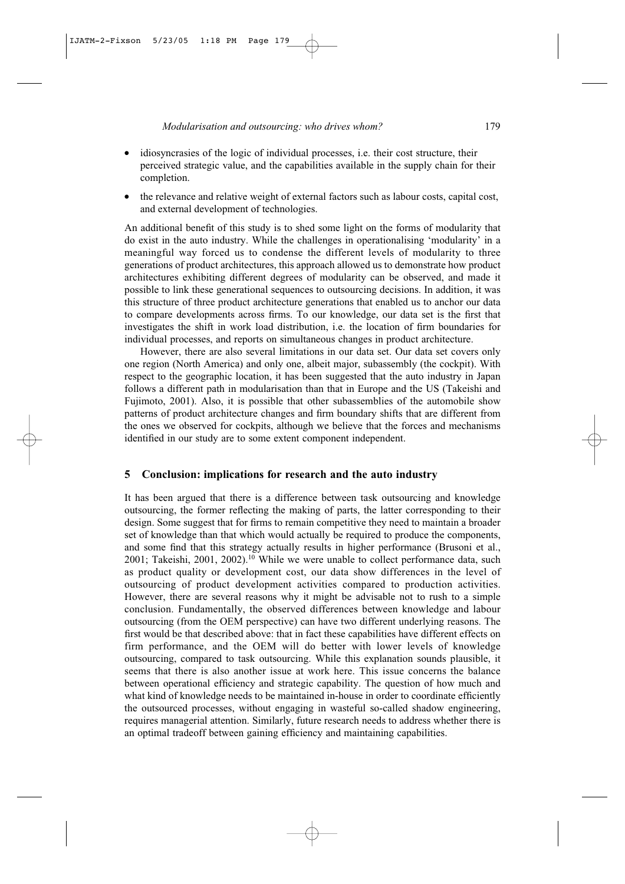- idiosyncrasies of the logic of individual processes, i.e. their cost structure, their perceived strategic value, and the capabilities available in the supply chain for their completion.
- the relevance and relative weight of external factors such as labour costs, capital cost, and external development of technologies.

An additional benefit of this study is to shed some light on the forms of modularity that do exist in the auto industry. While the challenges in operationalising 'modularity' in a meaningful way forced us to condense the different levels of modularity to three generations of product architectures, this approach allowed us to demonstrate how product architectures exhibiting different degrees of modularity can be observed, and made it possible to link these generational sequences to outsourcing decisions. In addition, it was this structure of three product architecture generations that enabled us to anchor our data to compare developments across firms. To our knowledge, our data set is the first that investigates the shift in work load distribution, i.e. the location of firm boundaries for individual processes, and reports on simultaneous changes in product architecture.

However, there are also several limitations in our data set. Our data set covers only one region (North America) and only one, albeit major, subassembly (the cockpit). With respect to the geographic location, it has been suggested that the auto industry in Japan follows a different path in modularisation than that in Europe and the US (Takeishi and Fujimoto, 2001). Also, it is possible that other subassemblies of the automobile show patterns of product architecture changes and firm boundary shifts that are different from the ones we observed for cockpits, although we believe that the forces and mechanisms identified in our study are to some extent component independent.

## 5 Conclusion: implications for research and the auto industry

It has been argued that there is a difference between task outsourcing and knowledge outsourcing, the former reflecting the making of parts, the latter corresponding to their design. Some suggest that for firms to remain competitive they need to maintain a broader set of knowledge than that which would actually be required to produce the components, and some find that this strategy actually results in higher performance (Brusoni et al., 2001; Takeishi, 2001, 2002).[10] While we were unable to collect performance data, such as product quality or development cost, our data show differences in the level of outsourcing of product development activities compared to production activities. However, there are several reasons why it might be advisable not to rush to a simple conclusion. Fundamentally, the observed differences between knowledge and labour outsourcing (from the OEM perspective) can have two different underlying reasons. The first would be that described above: that in fact these capabilities have different effects on firm performance, and the OEM will do better with lower levels of knowledge outsourcing, compared to task outsourcing. While this explanation sounds plausible, it seems that there is also another issue at work here. This issue concerns the balance between operational efficiency and strategic capability. The question of how much and what kind of knowledge needs to be maintained in-house in order to coordinate efficiently the outsourced processes, without engaging in wasteful so-called shadow engineering, requires managerial attention. Similarly, future research needs to address whether there is an optimal tradeoff between gaining efficiency and maintaining capabilities.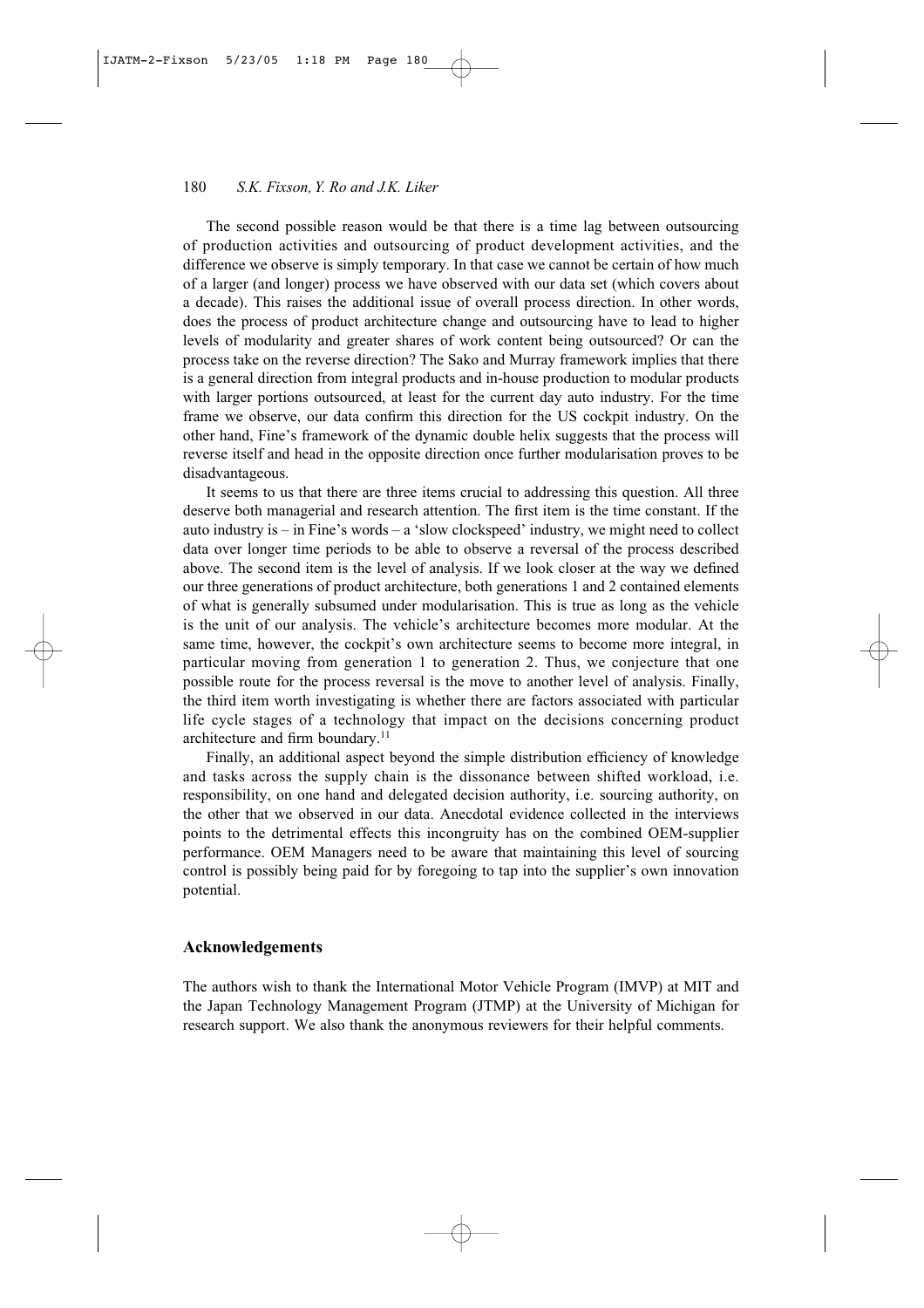The second possible reason would be that there is a time lag between outsourcing of production activities and outsourcing of product development activities, and the difference we observe is simply temporary. In that case we cannot be certain of how much of a larger (and longer) process we have observed with our data set (which covers about a decade). This raises the additional issue of overall process direction. In other words, does the process of product architecture change and outsourcing have to lead to higher levels of modularity and greater shares of work content being outsourced? Or can the process take on the reverse direction? The Sako and Murray framework implies that there is a general direction from integral products and in-house production to modular products with larger portions outsourced, at least for the current day auto industry. For the time frame we observe, our data confirm this direction for the US cockpit industry. On the other hand, Fine's framework of the dynamic double helix suggests that the process will reverse itself and head in the opposite direction once further modularisation proves to be disadvantageous.

It seems to us that there are three items crucial to addressing this question. All three deserve both managerial and research attention. The first item is the time constant. If the auto industry is – in Fine's words – a 'slow clockspeed' industry, we might need to collect data over longer time periods to be able to observe a reversal of the process described above. The second item is the level of analysis. If we look closer at the way we defined our three generations of product architecture, both generations 1 and 2 contained elements of what is generally subsumed under modularisation. This is true as long as the vehicle is the unit of our analysis. The vehicle's architecture becomes more modular. At the same time, however, the cockpit's own architecture seems to become more integral, in particular moving from generation 1 to generation 2. Thus, we conjecture that one possible route for the process reversal is the move to another level of analysis. Finally, the third item worth investigating is whether there are factors associated with particular life cycle stages of a technology that impact on the decisions concerning product architecture and firm boundary.[11]

Finally, an additional aspect beyond the simple distribution efficiency of knowledge and tasks across the supply chain is the dissonance between shifted workload, i.e. responsibility, on one hand and delegated decision authority, i.e. sourcing authority, on the other that we observed in our data. Anecdotal evidence collected in the interviews points to the detrimental effects this incongruity has on the combined OEM-supplier performance. OEM Managers need to be aware that maintaining this level of sourcing control is possibly being paid for by foregoing to tap into the supplier's own innovation potential.

## Acknowledgements

The authors wish to thank the International Motor Vehicle Program (IMVP) at MIT and the Japan Technology Management Program (JTMP) at the University of Michigan for research support. We also thank the anonymous reviewers for their helpful comments.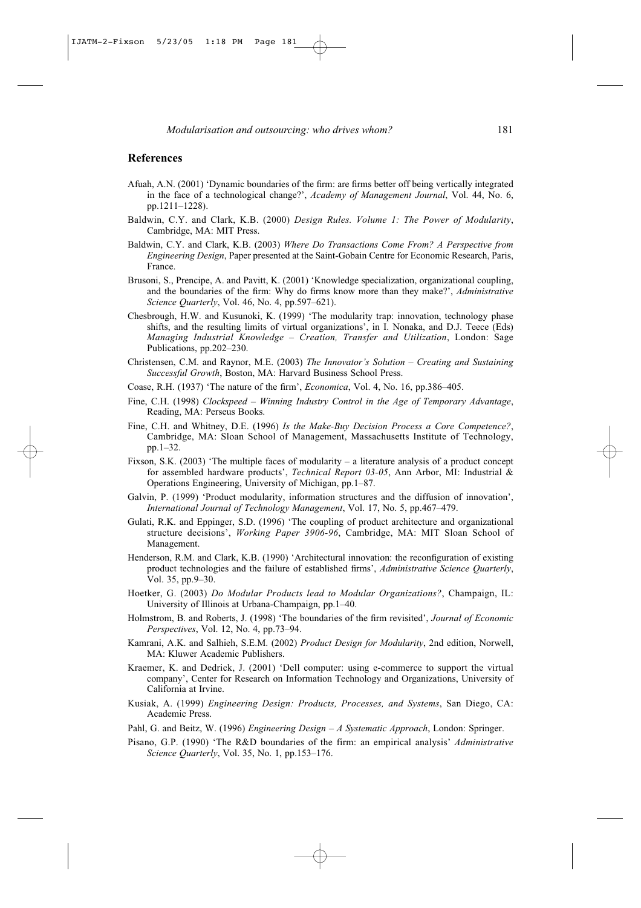## References

Afuah, A.N. (2001) 'Dynamic boundaries of the firm: are firms better off being vertically integrated in the face of a technological change?', *Academy of Management Journal*, Vol. 44, No. 6, pp.1211–1228).

Baldwin, C.Y. and Clark, K.B. (2000) *Design Rules. Volume 1: The Power of Modularity*, Cambridge, MA: MIT Press.

Baldwin, C.Y. and Clark, K.B. (2003) *Where Do Transactions Come From? A Perspective from Engineering Design*, Paper presented at the Saint-Gobain Centre for Economic Research, Paris, France.

Brusoni, S., Prencipe, A. and Pavitt, K. (2001) 'Knowledge specialization, organizational coupling, and the boundaries of the firm: Why do firms know more than they make?', *Administrative Science Quarterly*, Vol. 46, No. 4, pp.597–621).

Chesbrough, H.W. and Kusunoki, K. (1999) 'The modularity trap: innovation, technology phase shifts, and the resulting limits of virtual organizations', in I. Nonaka, and D.J. Teece (Eds) *Managing Industrial Knowledge – Creation, Transfer and Utilization*, London: Sage Publications, pp.202–230.

Christensen, C.M. and Raynor, M.E. (2003) *The Innovator's Solution – Creating and Sustaining Successful Growth*, Boston, MA: Harvard Business School Press.

Coase, R.H. (1937) 'The nature of the firm', *Economica*, Vol. 4, No. 16, pp.386–405.

Fine, C.H. (1998) *Clockspeed – Winning Industry Control in the Age of Temporary Advantage*, Reading, MA: Perseus Books.

Fine, C.H. and Whitney, D.E. (1996) *Is the Make-Buy Decision Process a Core Competence?*, Cambridge, MA: Sloan School of Management, Massachusetts Institute of Technology, pp.1–32.

Fixson, S.K. (2003) 'The multiple faces of modularity – a literature analysis of a product concept for assembled hardware products', *Technical Report 03-05*, Ann Arbor, MI: Industrial & Operations Engineering, University of Michigan, pp.1–87.

Galvin, P. (1999) 'Product modularity, information structures and the diffusion of innovation', *International Journal of Technology Management*, Vol. 17, No. 5, pp.467–479.

Gulati, R.K. and Eppinger, S.D. (1996) 'The coupling of product architecture and organizational structure decisions', *Working Paper 3906-96*, Cambridge, MA: MIT Sloan School of Management.

Henderson, R.M. and Clark, K.B. (1990) 'Architectural innovation: the reconfiguration of existing product technologies and the failure of established firms', *Administrative Science Quarterly*, Vol. 35, pp.9–30.

Hoetker, G. (2003) *Do Modular Products lead to Modular Organizations?*, Champaign, IL: University of Illinois at Urbana-Champaign, pp.1–40.

Holmstrom, B. and Roberts, J. (1998) 'The boundaries of the firm revisited', *Journal of Economic Perspectives*, Vol. 12, No. 4, pp.73–94.

Kamrani, A.K. and Salhieh, S.E.M. (2002) *Product Design for Modularity*, 2nd edition, Norwell, MA: Kluwer Academic Publishers.

Kraemer, K. and Dedrick, J. (2001) 'Dell computer: using e-commerce to support the virtual company', Center for Research on Information Technology and Organizations, University of California at Irvine.

Kusiak, A. (1999) *Engineering Design: Products, Processes, and Systems*, San Diego, CA: Academic Press.

Pahl, G. and Beitz, W. (1996) *Engineering Design – A Systematic Approach*, London: Springer.

Pisano, G.P. (1990) 'The R&D boundaries of the firm: an empirical analysis' *Administrative Science Quarterly*, Vol. 35, No. 1, pp.153–176.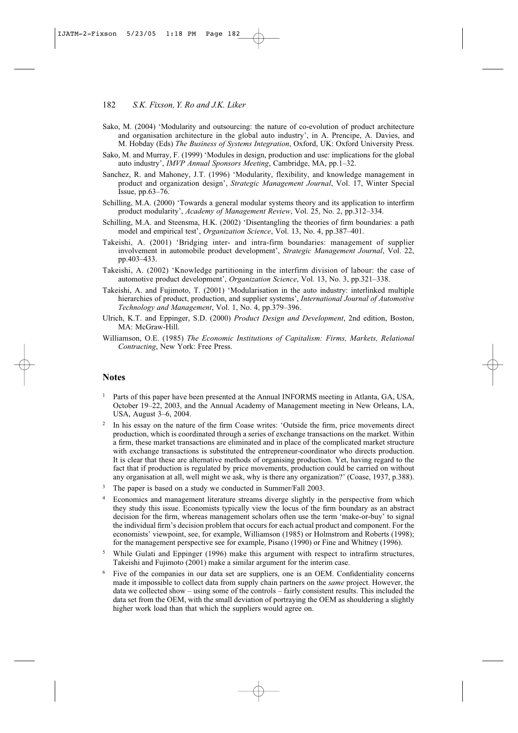Sako, M. (2004) 'Modularity and outsourcing: the nature of co-evolution of product architecture and organisation architecture in the global auto industry', in A. Prencipe, A. Davies, and M. Hobday (Eds) *The Business of Systems Integration*, Oxford, UK: Oxford University Press.

Sako, M. and Murray, F. (1999) 'Modules in design, production and use: implications for the global auto industry', *IMVP Annual Sponsors Meeting*, Cambridge, MA, pp.1–32.

Sanchez, R. and Mahoney, J.T. (1996) 'Modularity, flexibility, and knowledge management in product and organization design', *Strategic Management Journal*, Vol. 17, Winter Special Issue, pp.63–76.

Schilling, M.A. (2000) 'Towards a general modular systems theory and its application to interfirm product modularity', *Academy of Management Review*, Vol. 25, No. 2, pp.312–334.

Schilling, M.A. and Steensma, H.K. (2002) 'Disentangling the theories of firm boundaries: a path model and empirical test', *Organization Science*, Vol. 13, No. 4, pp.387–401.

Takeishi, A. (2001) 'Bridging inter- and intra-firm boundaries: management of supplier involvement in automobile product development', *Strategic Management Journal*, Vol. 22, pp.403–433.

Takeishi, A. (2002) 'Knowledge partitioning in the interfirm division of labour: the case of automotive product development', *Organization Science*, Vol. 13, No. 3, pp.321–338.

Takeishi, A. and Fujimoto, T. (2001) 'Modularisation in the auto industry: interlinked multiple hierarchies of product, production, and supplier systems', *International Journal of Automotive Technology and Management*, Vol. 1, No. 4, pp.379–396.

Ulrich, K.T. and Eppinger, S.D. (2000) *Product Design and Development*, 2nd edition, Boston, MA: McGraw-Hill.

Williamson, O.E. (1985) *The Economic Institutions of Capitalism: Firms, Markets, Relational Contracting*, New York: Free Press.

## Notes

[1] Parts of this paper have been presented at the Annual INFORMS meeting in Atlanta, GA, USA, October 19–22, 2003, and the Annual Academy of Management meeting in New Orleans, LA, USA, August 3–6, 2004.

[2] In his essay on the nature of the firm Coase writes: 'Outside the firm, price movements direct production, which is coordinated through a series of exchange transactions on the market. Within a firm, these market transactions are eliminated and in place of the complicated market structure with exchange transactions is substituted the entrepreneur-coordinator who directs production. It is clear that these are alternative methods of organising production. Yet, having regard to the fact that if production is regulated by price movements, production could be carried on without any organisation at all, well might we ask, why is there any organization?' (Coase, 1937, p.388).

[3] The paper is based on a study we conducted in Summer/Fall 2003.

[4] Economics and management literature streams diverge slightly in the perspective from which they study this issue. Economists typically view the locus of the firm boundary as an abstract decision for the firm, whereas management scholars often use the term 'make-or-buy' to signal the individual firm's decision problem that occurs for each actual product and component. For the economists' viewpoint, see, for example, Williamson (1985) or Holmstrom and Roberts (1998); for the management perspective see for example, Pisano (1990) or Fine and Whitney (1996).

[5] While Gulati and Eppinger (1996) make this argument with respect to intrafirm structures, Takeishi and Fujimoto (2001) make a similar argument for the interim case.

[6] Five of the companies in our data set are suppliers, one is an OEM. Confidentiality concerns made it impossible to collect data from supply chain partners on the *same* project. However, the data we collected show – using some of the controls – fairly consistent results. This included the data set from the OEM, with the small deviation of portraying the OEM as shouldering a slightly higher work load than that which the suppliers would agree on.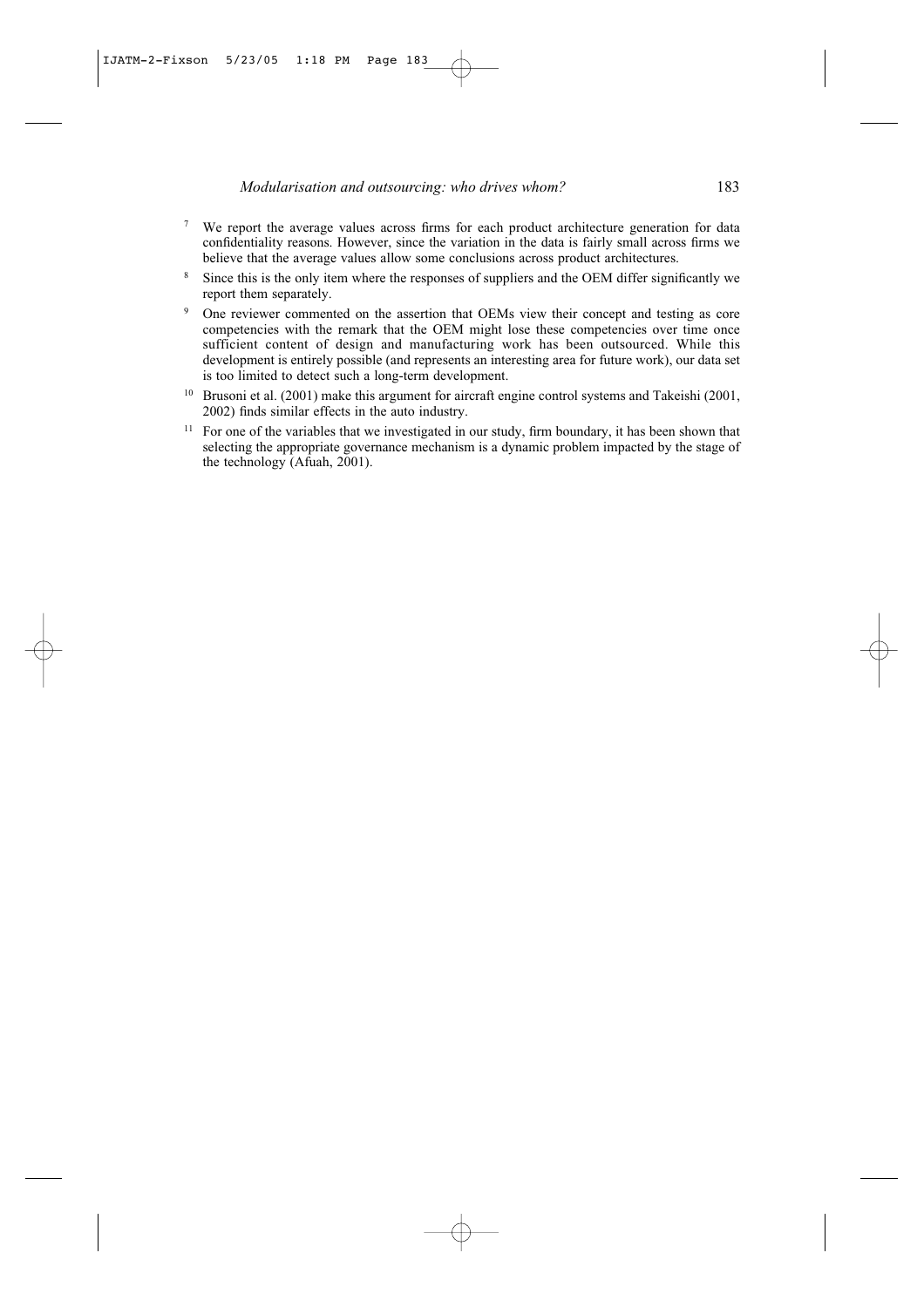[7] We report the average values across firms for each product architecture generation for data confidentiality reasons. However, since the variation in the data is fairly small across firms we believe that the average values allow some conclusions across product architectures.

[8] Since this is the only item where the responses of suppliers and the OEM differ significantly we report them separately.

[9] One reviewer commented on the assertion that OEMs view their concept and testing as core competencies with the remark that the OEM might lose these competencies over time once sufficient content of design and manufacturing work has been outsourced. While this development is entirely possible (and represents an interesting area for future work), our data set is too limited to detect such a long-term development.

[10] Brusoni et al. (2001) make this argument for aircraft engine control systems and Takeishi (2001, 2002) finds similar effects in the auto industry.

[11] For one of the variables that we investigated in our study, firm boundary, it has been shown that selecting the appropriate governance mechanism is a dynamic problem impacted by the stage of the technology (Afuah, 2001).